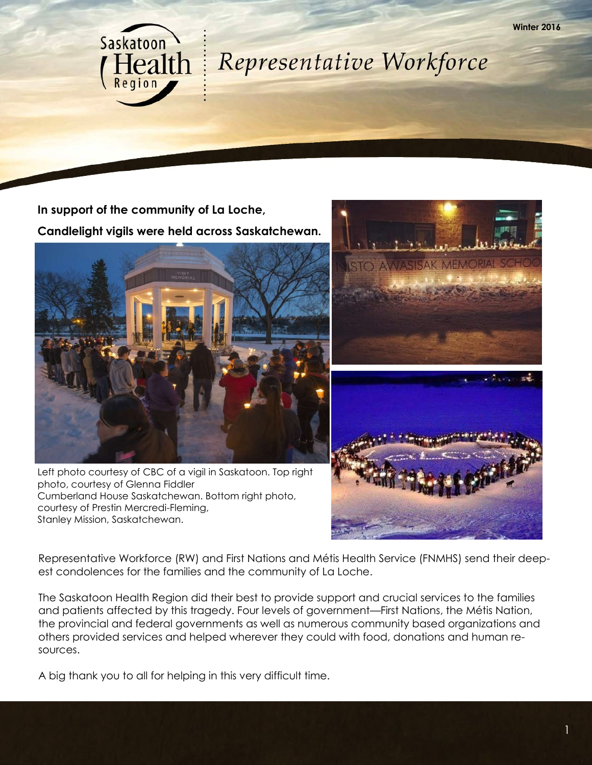Winter 2016

# Saskatoon Health Region | Representative Workforce

**In support of the community of La Loche,**

**Candlelight vigils were held across Saskatchewan.**

Left photo courtesy of CBC of a vigil in Saskatoon. Top right photo, courtesy of Glenna Fiddler Cumberland House Saskatchewan. Bottom right photo, courtesy of Prestin Mercredi-Fleming, Stanley Mission, Saskatchewan.

Representative Workforce (RW) and First Nations and Métis Health Service (FNMHS) send their deepest condolences for the families and the community of La Loche.

The Saskatoon Health Region did their best to provide support and crucial services to the families and patients affected by this tragedy. Four levels of government—First Nations, the Métis Nation, the provincial and federal governments as well as numerous community based organizations and others provided services and helped wherever they could with food, donations and human resources.

A big thank you to all for helping in this very difficult time.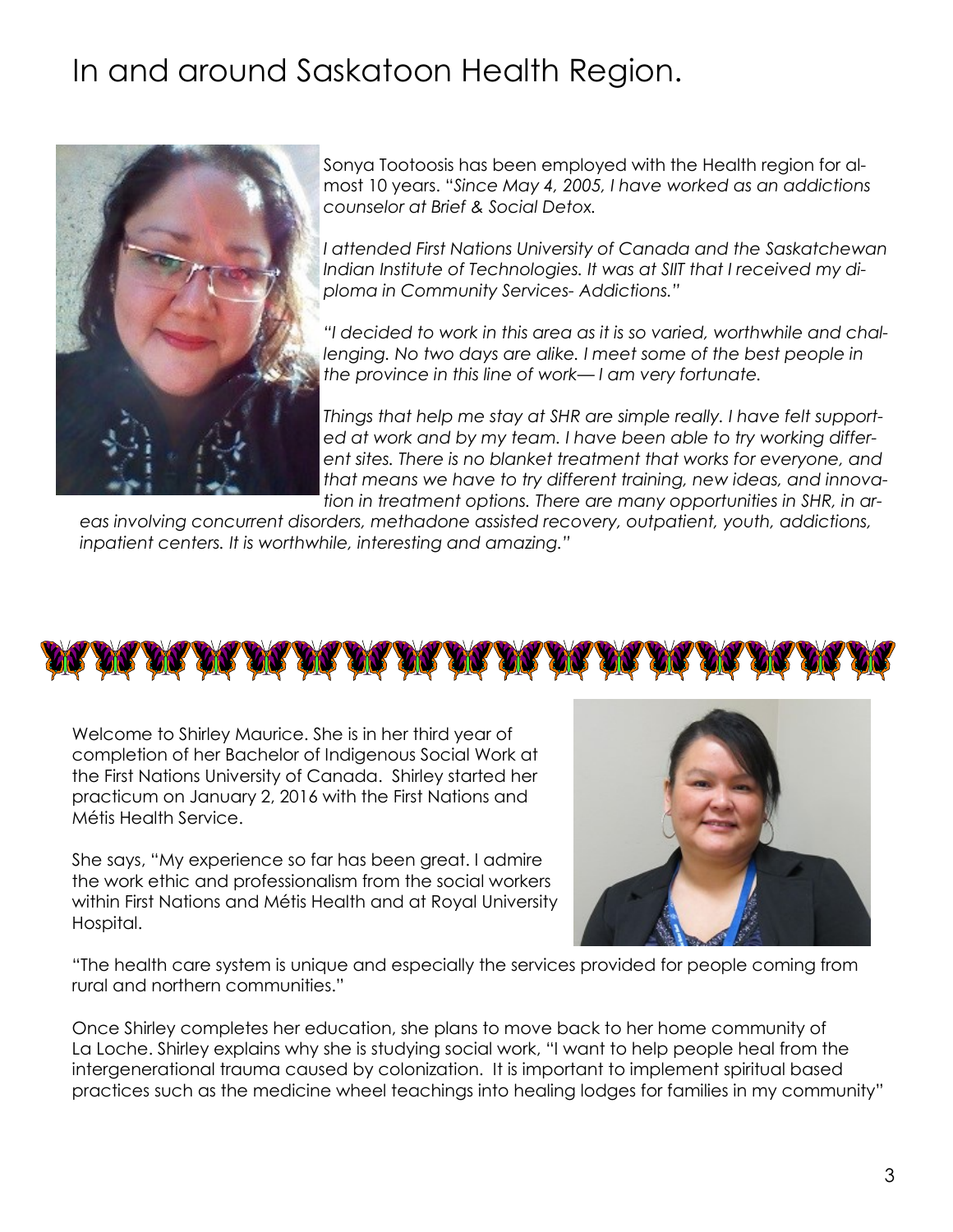# In and around Saskatoon Health Region.

Sonya Tootoosis has been employed with the Health region for almost 10 years. "*Since May 4, 2005, I have worked as an addictions counselor at Brief & Social Detox.*

*I attended First Nations University of Canada and the Saskatchewan Indian Institute of Technologies. It was at SIIT that I received my diploma in Community Services- Addictions."*

*"I decided to work in this area as it is so varied, worthwhile and challenging. No two days are alike. I meet some of the best people in the province in this line of work— I am very fortunate.*

*Things that help me stay at SHR are simple really. I have felt supported at work and by my team. I have been able to try working different sites. There is no blanket treatment that works for everyone, and that means we have to try different training, new ideas, and innovation in treatment options. There are many opportunities in SHR, in areas involving concurrent disorders, methadone assisted recovery, outpatient, youth, addictions, inpatient centers. It is worthwhile, interesting and amazing."*

Welcome to Shirley Maurice. She is in her third year of completion of her Bachelor of Indigenous Social Work at the First Nations University of Canada. Shirley started her practicum on January 2, 2016 with the First Nations and Métis Health Service.

She says, "My experience so far has been great. I admire the work ethic and professionalism from the social workers within First Nations and Métis Health and at Royal University Hospital.

"The health care system is unique and especially the services provided for people coming from rural and northern communities."

Once Shirley completes her education, she plans to move back to her home community of La Loche. Shirley explains why she is studying social work, "I want to help people heal from the intergenerational trauma caused by colonization. It is important to implement spiritual based practices such as the medicine wheel teachings into healing lodges for families in my community"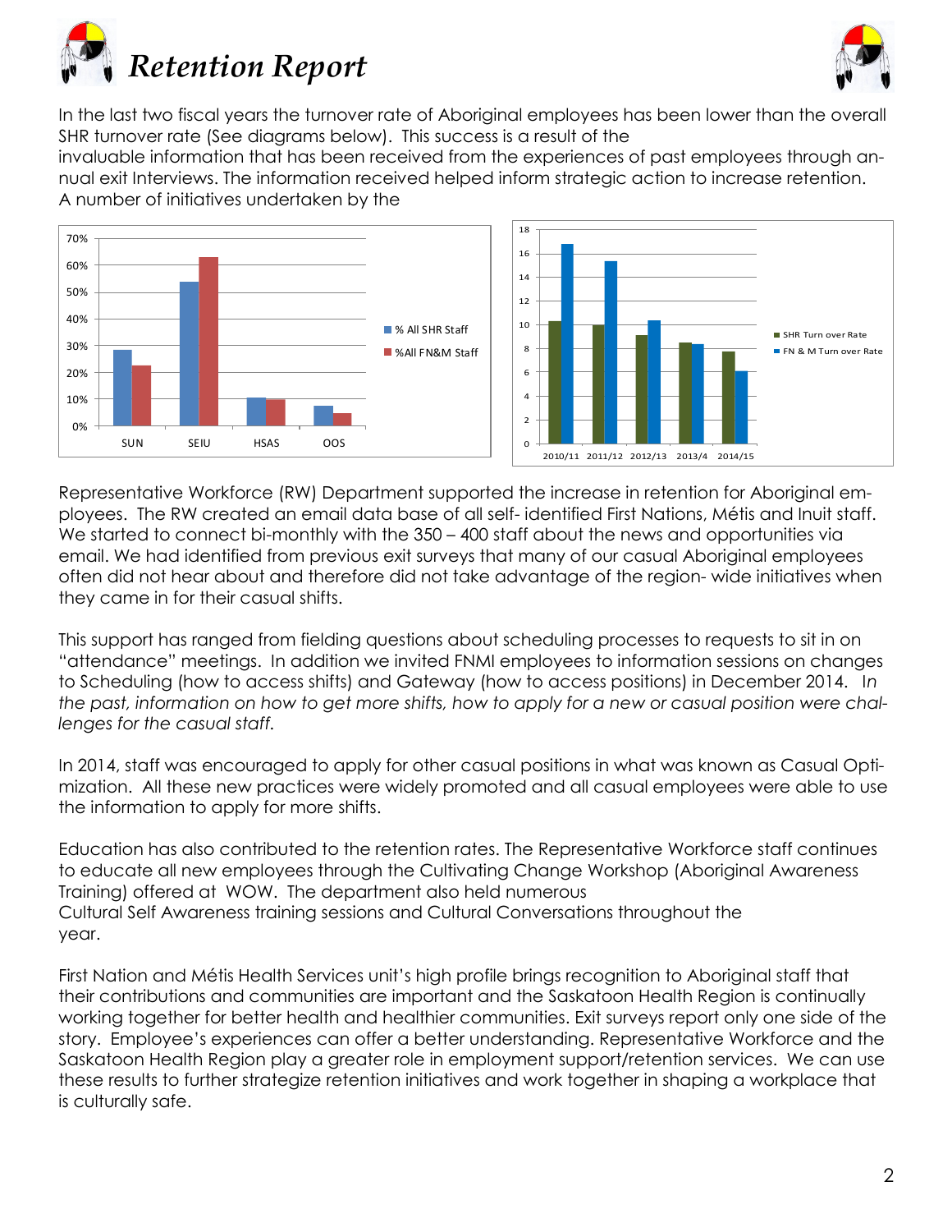# *Retention Report*

In the last two fiscal years the turnover rate of Aboriginal employees has been lower than the overall SHR turnover rate (See diagrams below). This success is a result of the invaluable information that has been received from the experiences of past employees through annual exit Interviews. The information received helped inform strategic action to increase retention. A number of initiatives undertaken by the

Representative Workforce (RW) Department supported the increase in retention for Aboriginal employees. The RW created an email data base of all self- identified First Nations, Métis and Inuit staff. We started to connect bi-monthly with the 350 – 400 staff about the news and opportunities via email. We had identified from previous exit surveys that many of our casual Aboriginal employees often did not hear about and therefore did not take advantage of the region- wide initiatives when they came in for their casual shifts.

This support has ranged from fielding questions about scheduling processes to requests to sit in on "attendance" meetings. In addition we invited FNMI employees to information sessions on changes to Scheduling (how to access shifts) and Gateway (how to access positions) in December 2014. *In the past, information on how to get more shifts, how to apply for a new or casual position were challenges for the casual staff.*

In 2014, staff was encouraged to apply for other casual positions in what was known as Casual Optimization. All these new practices were widely promoted and all casual employees were able to use the information to apply for more shifts.

Education has also contributed to the retention rates. The Representative Workforce staff continues to educate all new employees through the Cultivating Change Workshop (Aboriginal Awareness Training) offered at WOW. The department also held numerous Cultural Self Awareness training sessions and Cultural Conversations throughout the year.

First Nation and Métis Health Services unit's high profile brings recognition to Aboriginal staff that their contributions and communities are important and the Saskatoon Health Region is continually working together for better health and healthier communities. Exit surveys report only one side of the story. Employee's experiences can offer a better understanding. Representative Workforce and the Saskatoon Health Region play a greater role in employment support/retention services. We can use these results to further strategize retention initiatives and work together in shaping a workplace that is culturally safe.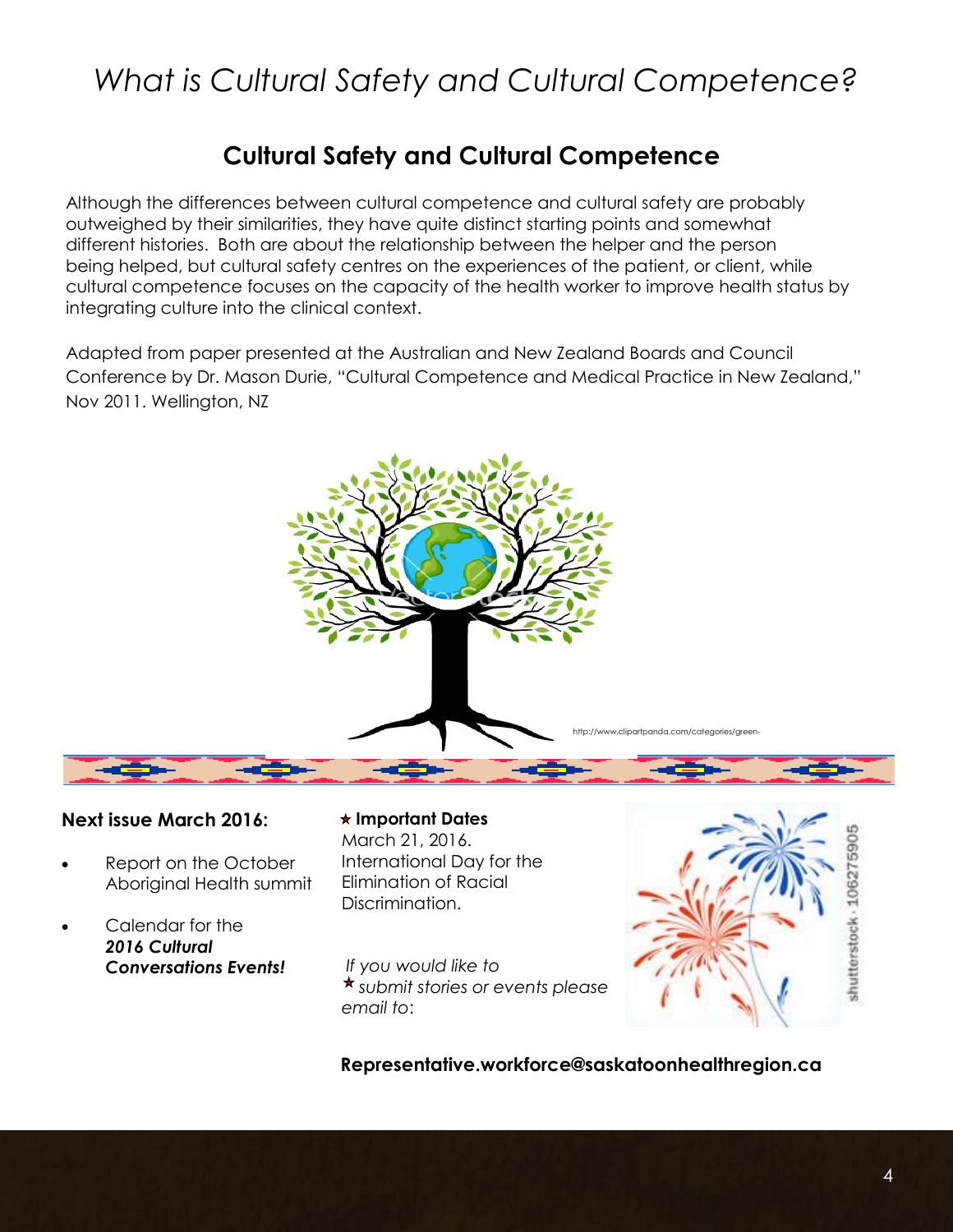# *What is Cultural Safety and Cultural Competence?*

## Cultural Safety and Cultural Competence

Although the differences between cultural competence and cultural safety are probably outweighed by their similarities, they have quite distinct starting points and somewhat different histories. Both are about the relationship between the helper and the person being helped, but cultural safety centres on the experiences of the patient, or client, while cultural competence focuses on the capacity of the health worker to improve health status by integrating culture into the clinical context.

Adapted from paper presented at the Australian and New Zealand Boards and Council Conference by Dr. Mason Durie, "Cultural Competence and Medical Practice in New Zealand," Nov 2011. Wellington, NZ

http://www.clipartpanda.com/categories/green-

**Next issue March 2016:**

- Report on the October Aboriginal Health summit
- Calendar for the ***2016 Cultural Conversations Events!***

★ **Important Dates**
March 21, 2016.
International Day for the Elimination of Racial Discrimination.

*If you would like to*
★ *submit stories or events please email to*:

**Representative.workforce@saskatoonhealthregion.ca**